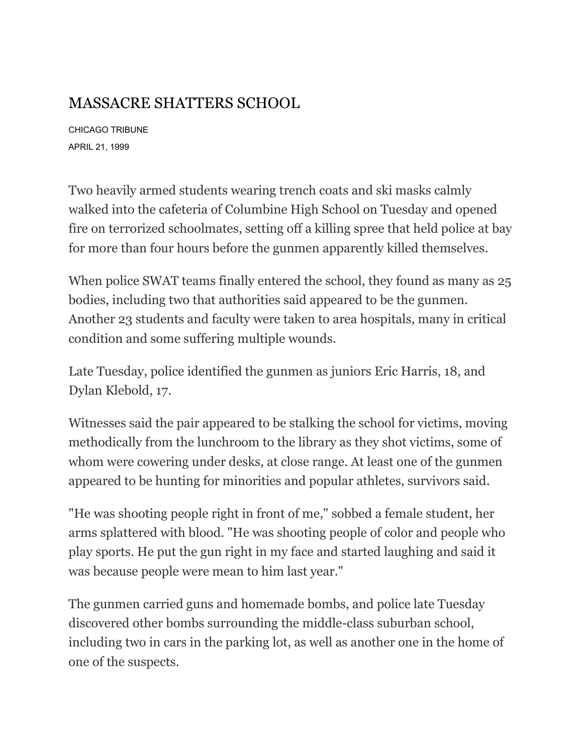# MASSACRE SHATTERS SCHOOL

CHICAGO TRIBUNE

APRIL 21, 1999

Two heavily armed students wearing trench coats and ski masks calmly walked into the cafeteria of Columbine High School on Tuesday and opened fire on terrorized schoolmates, setting off a killing spree that held police at bay for more than four hours before the gunmen apparently killed themselves.

When police SWAT teams finally entered the school, they found as many as 25 bodies, including two that authorities said appeared to be the gunmen. Another 23 students and faculty were taken to area hospitals, many in critical condition and some suffering multiple wounds.

Late Tuesday, police identified the gunmen as juniors Eric Harris, 18, and Dylan Klebold, 17.

Witnesses said the pair appeared to be stalking the school for victims, moving methodically from the lunchroom to the library as they shot victims, some of whom were cowering under desks, at close range. At least one of the gunmen appeared to be hunting for minorities and popular athletes, survivors said.

"He was shooting people right in front of me," sobbed a female student, her arms splattered with blood. "He was shooting people of color and people who play sports. He put the gun right in my face and started laughing and said it was because people were mean to him last year."

The gunmen carried guns and homemade bombs, and police late Tuesday discovered other bombs surrounding the middle-class suburban school, including two in cars in the parking lot, as well as another one in the home of one of the suspects.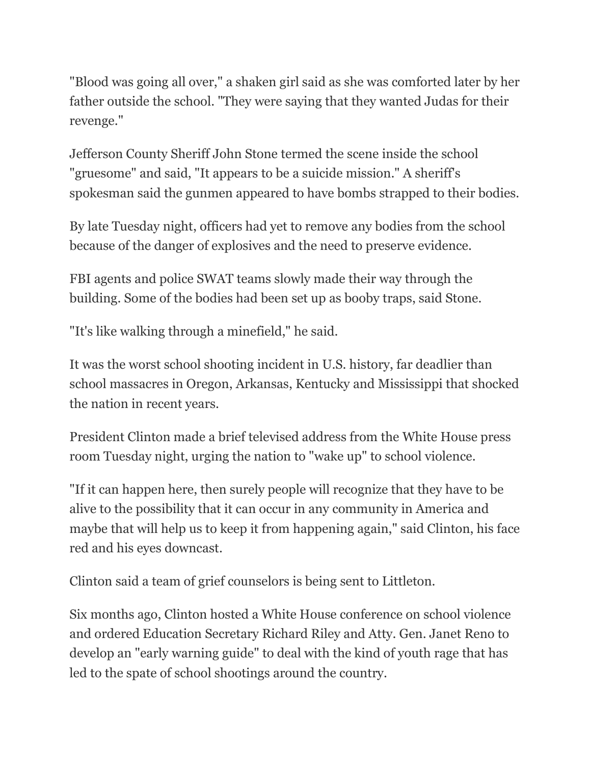"Blood was going all over," a shaken girl said as she was comforted later by her father outside the school. "They were saying that they wanted Judas for their revenge."

Jefferson County Sheriff John Stone termed the scene inside the school "gruesome" and said, "It appears to be a suicide mission." A sheriff's spokesman said the gunmen appeared to have bombs strapped to their bodies.

By late Tuesday night, officers had yet to remove any bodies from the school because of the danger of explosives and the need to preserve evidence.

FBI agents and police SWAT teams slowly made their way through the building. Some of the bodies had been set up as booby traps, said Stone.

"It's like walking through a minefield," he said.

It was the worst school shooting incident in U.S. history, far deadlier than school massacres in Oregon, Arkansas, Kentucky and Mississippi that shocked the nation in recent years.

President Clinton made a brief televised address from the White House press room Tuesday night, urging the nation to "wake up" to school violence.

"If it can happen here, then surely people will recognize that they have to be alive to the possibility that it can occur in any community in America and maybe that will help us to keep it from happening again," said Clinton, his face red and his eyes downcast.

Clinton said a team of grief counselors is being sent to Littleton.

Six months ago, Clinton hosted a White House conference on school violence and ordered Education Secretary Richard Riley and Atty. Gen. Janet Reno to develop an "early warning guide" to deal with the kind of youth rage that has led to the spate of school shootings around the country.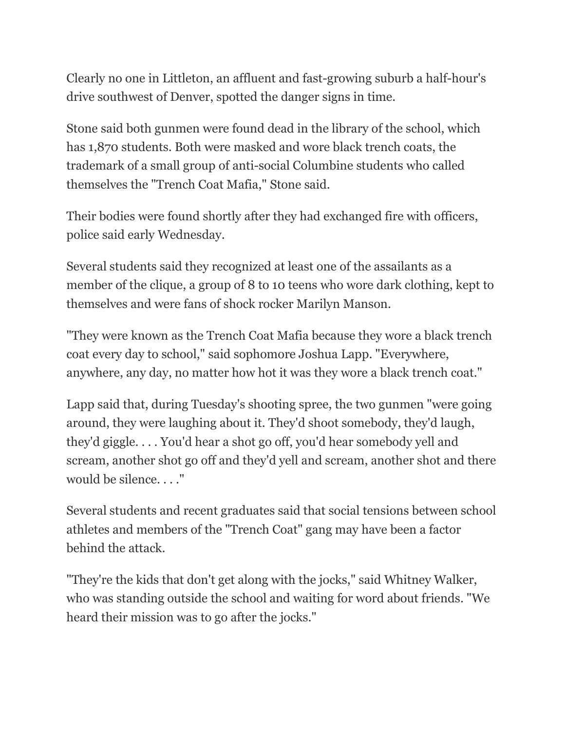Clearly no one in Littleton, an affluent and fast-growing suburb a half-hour's drive southwest of Denver, spotted the danger signs in time.

Stone said both gunmen were found dead in the library of the school, which has 1,870 students. Both were masked and wore black trench coats, the trademark of a small group of anti-social Columbine students who called themselves the "Trench Coat Mafia," Stone said.

Their bodies were found shortly after they had exchanged fire with officers, police said early Wednesday.

Several students said they recognized at least one of the assailants as a member of the clique, a group of 8 to 10 teens who wore dark clothing, kept to themselves and were fans of shock rocker Marilyn Manson.

"They were known as the Trench Coat Mafia because they wore a black trench coat every day to school," said sophomore Joshua Lapp. "Everywhere, anywhere, any day, no matter how hot it was they wore a black trench coat."

Lapp said that, during Tuesday's shooting spree, the two gunmen "were going around, they were laughing about it. They'd shoot somebody, they'd laugh, they'd giggle. . . . You'd hear a shot go off, you'd hear somebody yell and scream, another shot go off and they'd yell and scream, another shot and there would be silence. . . ."

Several students and recent graduates said that social tensions between school athletes and members of the "Trench Coat" gang may have been a factor behind the attack.

"They're the kids that don't get along with the jocks," said Whitney Walker, who was standing outside the school and waiting for word about friends. "We heard their mission was to go after the jocks."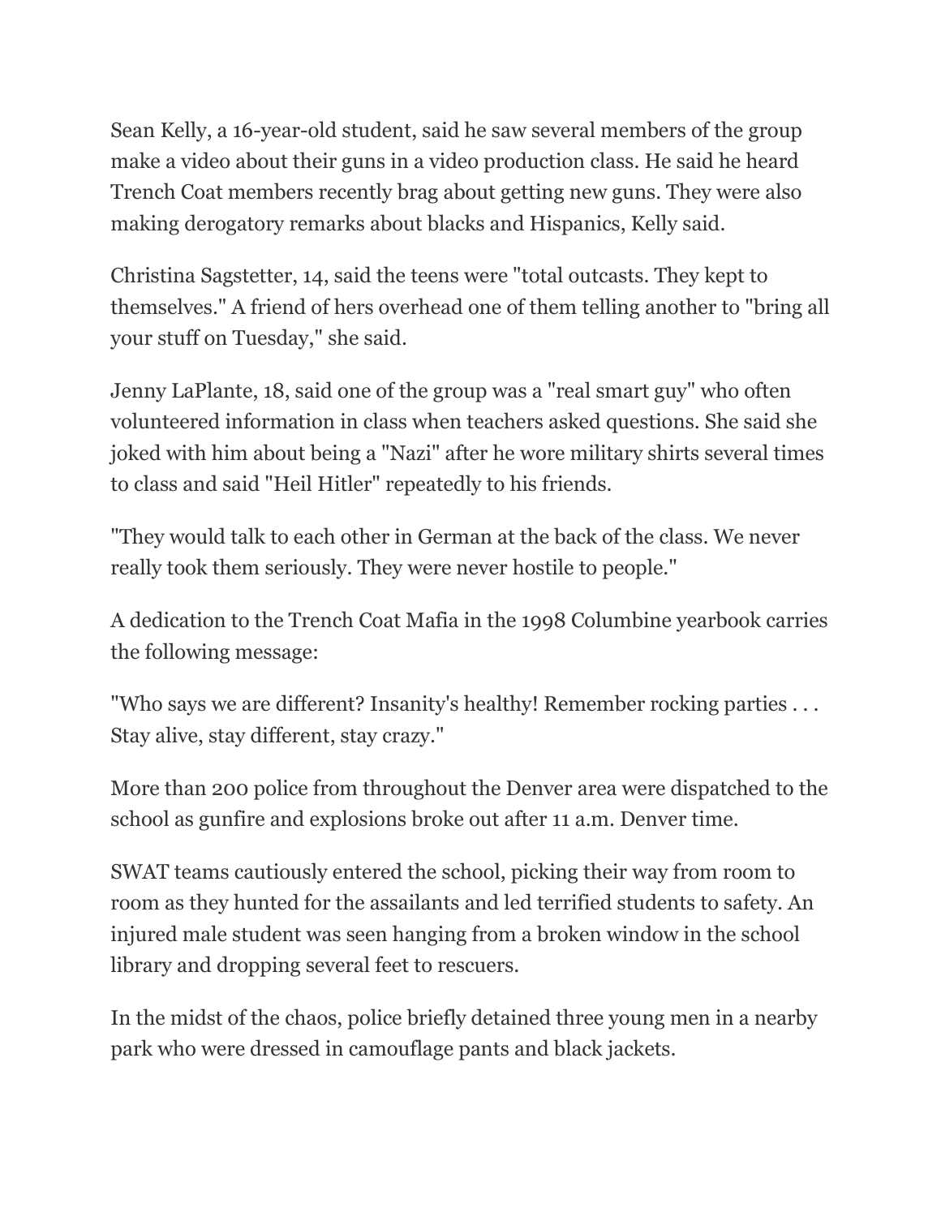Sean Kelly, a 16-year-old student, said he saw several members of the group make a video about their guns in a video production class. He said he heard Trench Coat members recently brag about getting new guns. They were also making derogatory remarks about blacks and Hispanics, Kelly said.

Christina Sagstetter, 14, said the teens were "total outcasts. They kept to themselves." A friend of hers overhead one of them telling another to "bring all your stuff on Tuesday," she said.

Jenny LaPlante, 18, said one of the group was a "real smart guy" who often volunteered information in class when teachers asked questions. She said she joked with him about being a "Nazi" after he wore military shirts several times to class and said "Heil Hitler" repeatedly to his friends.

"They would talk to each other in German at the back of the class. We never really took them seriously. They were never hostile to people."

A dedication to the Trench Coat Mafia in the 1998 Columbine yearbook carries the following message:

"Who says we are different? Insanity's healthy! Remember rocking parties . . . Stay alive, stay different, stay crazy."

More than 200 police from throughout the Denver area were dispatched to the school as gunfire and explosions broke out after 11 a.m. Denver time.

SWAT teams cautiously entered the school, picking their way from room to room as they hunted for the assailants and led terrified students to safety. An injured male student was seen hanging from a broken window in the school library and dropping several feet to rescuers.

In the midst of the chaos, police briefly detained three young men in a nearby park who were dressed in camouflage pants and black jackets.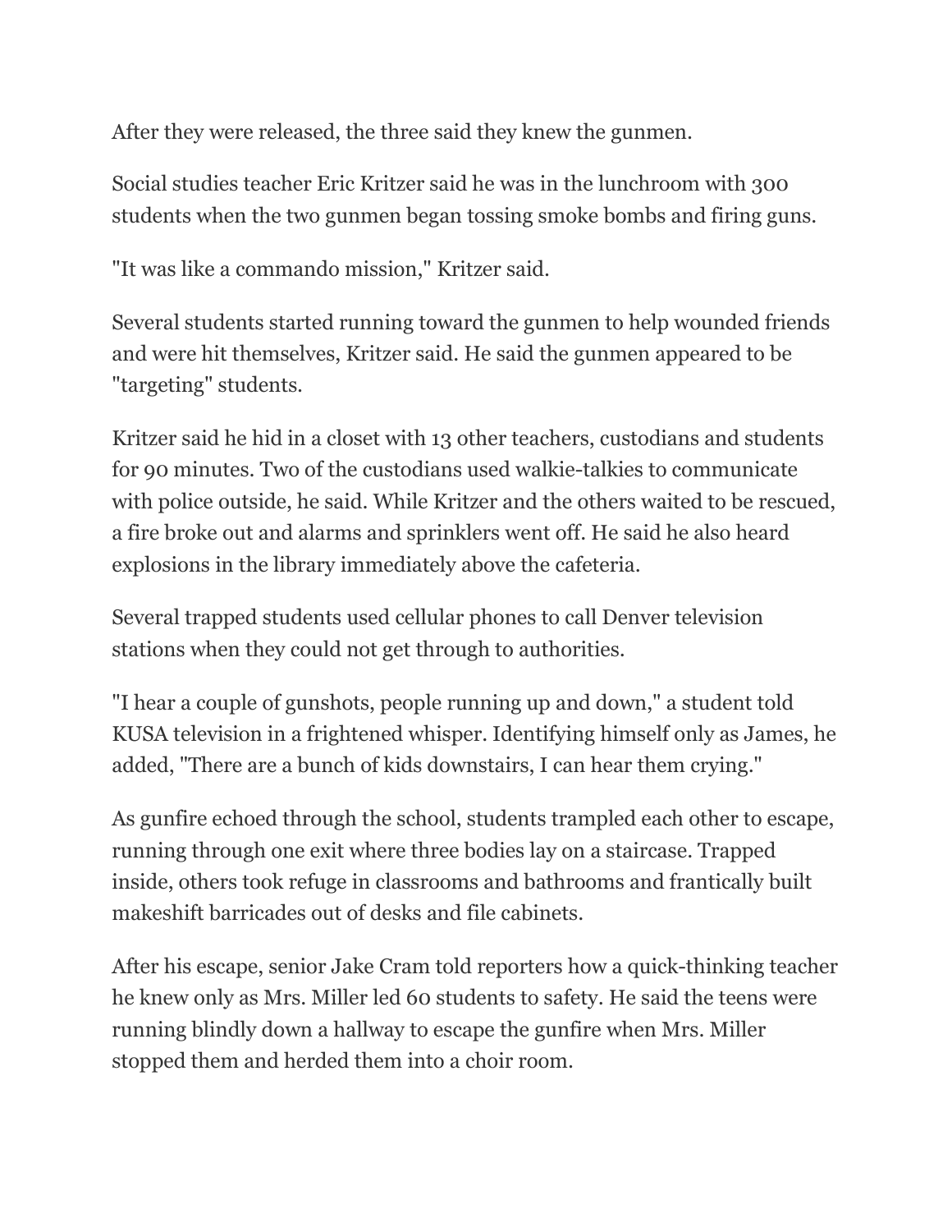After they were released, the three said they knew the gunmen.

Social studies teacher Eric Kritzer said he was in the lunchroom with 300 students when the two gunmen began tossing smoke bombs and firing guns.

"It was like a commando mission," Kritzer said.

Several students started running toward the gunmen to help wounded friends and were hit themselves, Kritzer said. He said the gunmen appeared to be "targeting" students.

Kritzer said he hid in a closet with 13 other teachers, custodians and students for 90 minutes. Two of the custodians used walkie-talkies to communicate with police outside, he said. While Kritzer and the others waited to be rescued, a fire broke out and alarms and sprinklers went off. He said he also heard explosions in the library immediately above the cafeteria.

Several trapped students used cellular phones to call Denver television stations when they could not get through to authorities.

"I hear a couple of gunshots, people running up and down," a student told KUSA television in a frightened whisper. Identifying himself only as James, he added, "There are a bunch of kids downstairs, I can hear them crying."

As gunfire echoed through the school, students trampled each other to escape, running through one exit where three bodies lay on a staircase. Trapped inside, others took refuge in classrooms and bathrooms and frantically built makeshift barricades out of desks and file cabinets.

After his escape, senior Jake Cram told reporters how a quick-thinking teacher he knew only as Mrs. Miller led 60 students to safety. He said the teens were running blindly down a hallway to escape the gunfire when Mrs. Miller stopped them and herded them into a choir room.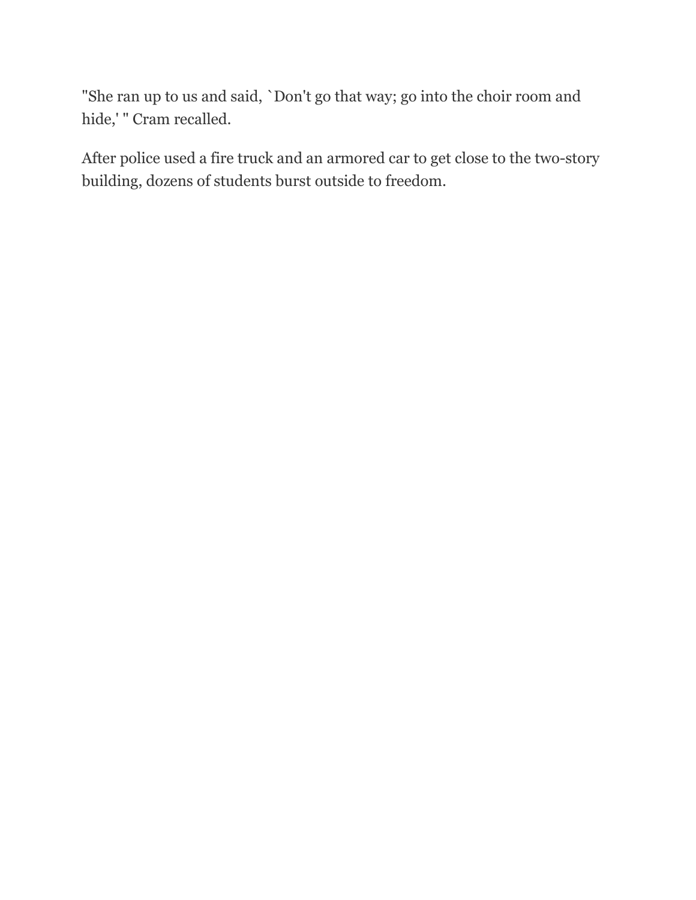"She ran up to us and said, `Don't go that way; go into the choir room and hide,' " Cram recalled.

After police used a fire truck and an armored car to get close to the two-story building, dozens of students burst outside to freedom.